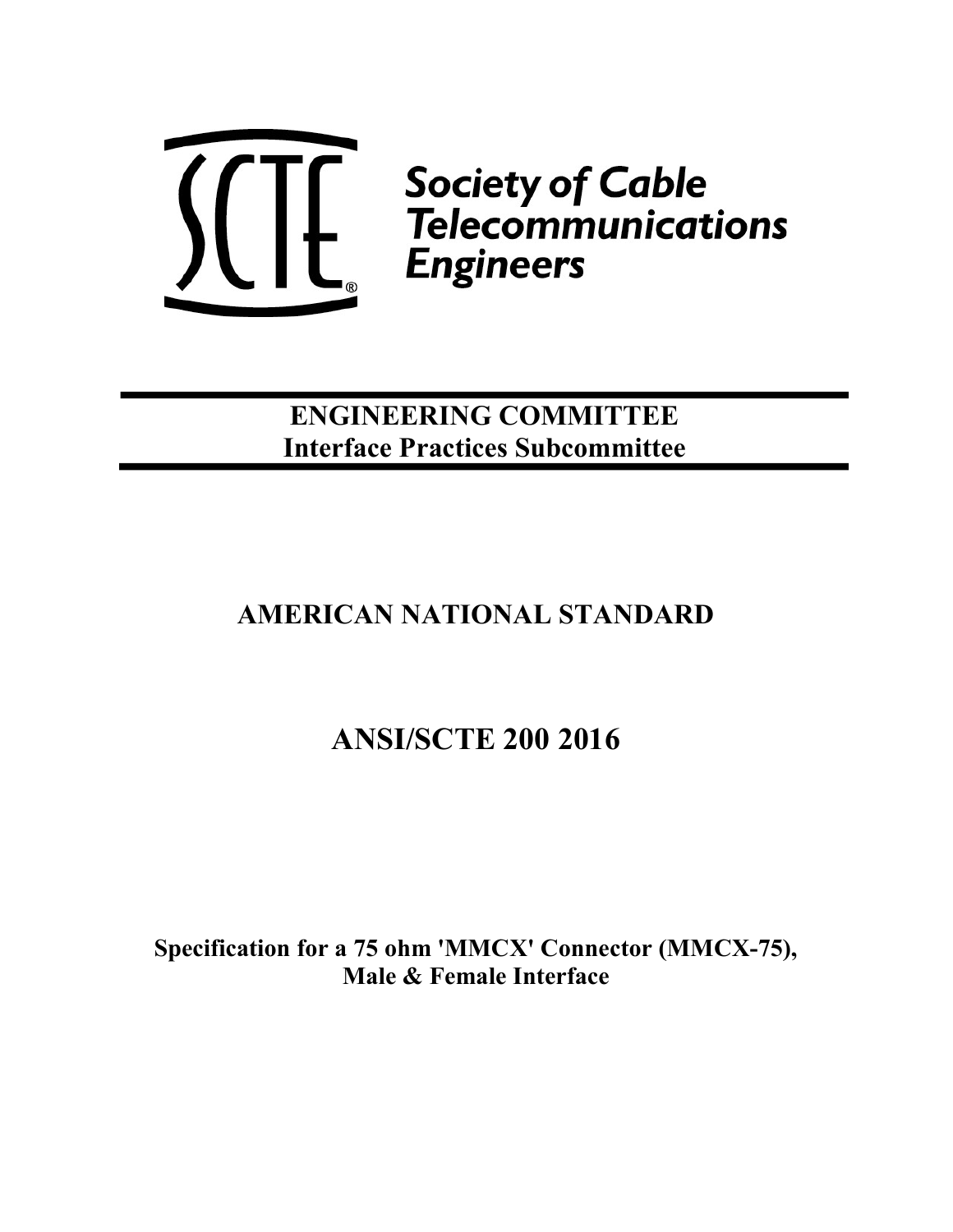Society of Cable Telecommunications Engineers

**ENGINEERING COMMITTEE**
**Interface Practices Subcommittee**

# AMERICAN NATIONAL STANDARD

# ANSI/SCTE 200 2016

**Specification for a 75 ohm 'MMCX' Connector (MMCX-75), Male & Female Interface**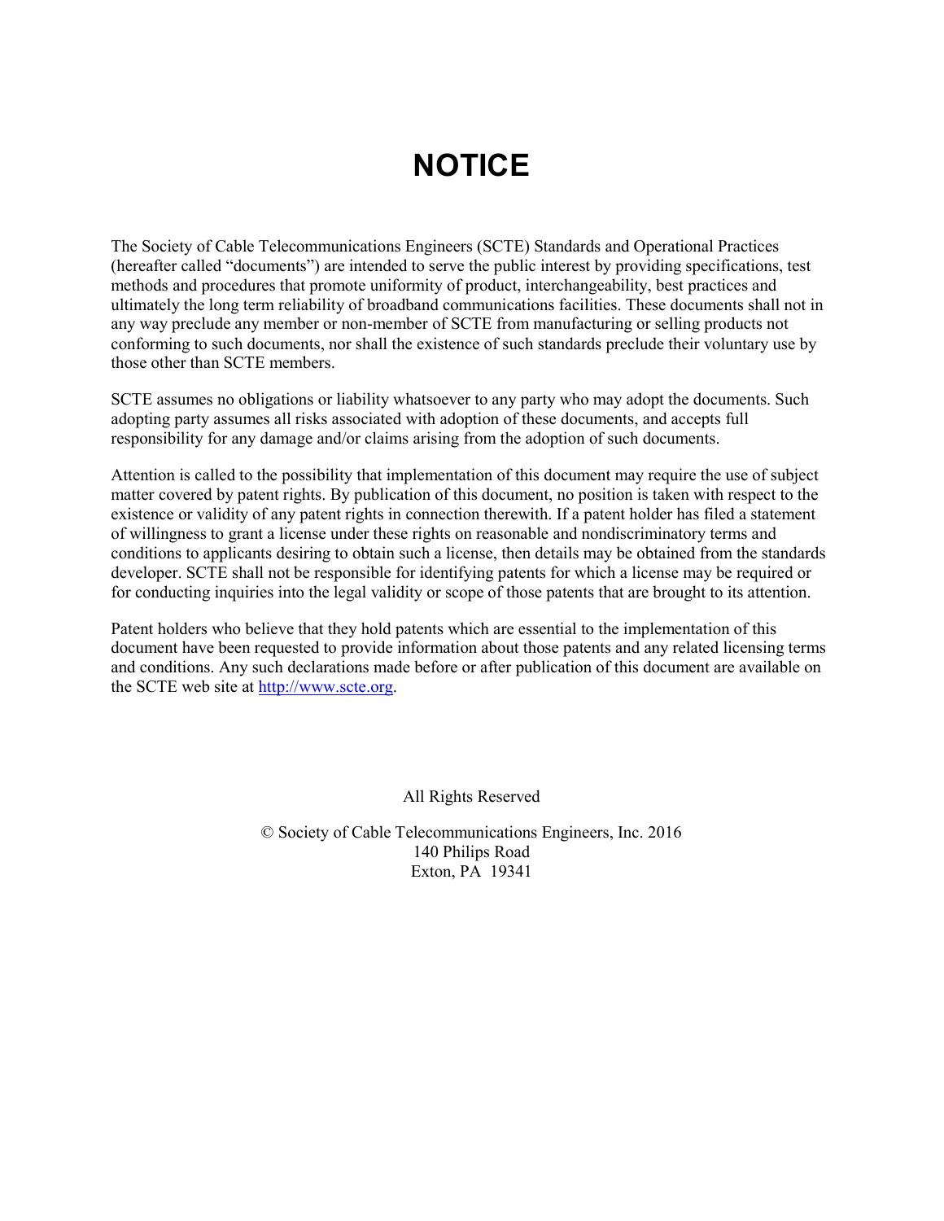# NOTICE

The Society of Cable Telecommunications Engineers (SCTE) Standards and Operational Practices (hereafter called "documents") are intended to serve the public interest by providing specifications, test methods and procedures that promote uniformity of product, interchangeability, best practices and ultimately the long term reliability of broadband communications facilities. These documents shall not in any way preclude any member or non-member of SCTE from manufacturing or selling products not conforming to such documents, nor shall the existence of such standards preclude their voluntary use by those other than SCTE members.

SCTE assumes no obligations or liability whatsoever to any party who may adopt the documents. Such adopting party assumes all risks associated with adoption of these documents, and accepts full responsibility for any damage and/or claims arising from the adoption of such documents.

Attention is called to the possibility that implementation of this document may require the use of subject matter covered by patent rights. By publication of this document, no position is taken with respect to the existence or validity of any patent rights in connection therewith. If a patent holder has filed a statement of willingness to grant a license under these rights on reasonable and nondiscriminatory terms and conditions to applicants desiring to obtain such a license, then details may be obtained from the standards developer. SCTE shall not be responsible for identifying patents for which a license may be required or for conducting inquiries into the legal validity or scope of those patents that are brought to its attention.

Patent holders who believe that they hold patents which are essential to the implementation of this document have been requested to provide information about those patents and any related licensing terms and conditions. Any such declarations made before or after publication of this document are available on the SCTE web site at [http://www.scte.org](http://www.scte.org).

All Rights Reserved

© Society of Cable Telecommunications Engineers, Inc. 2016
140 Philips Road
Exton, PA 19341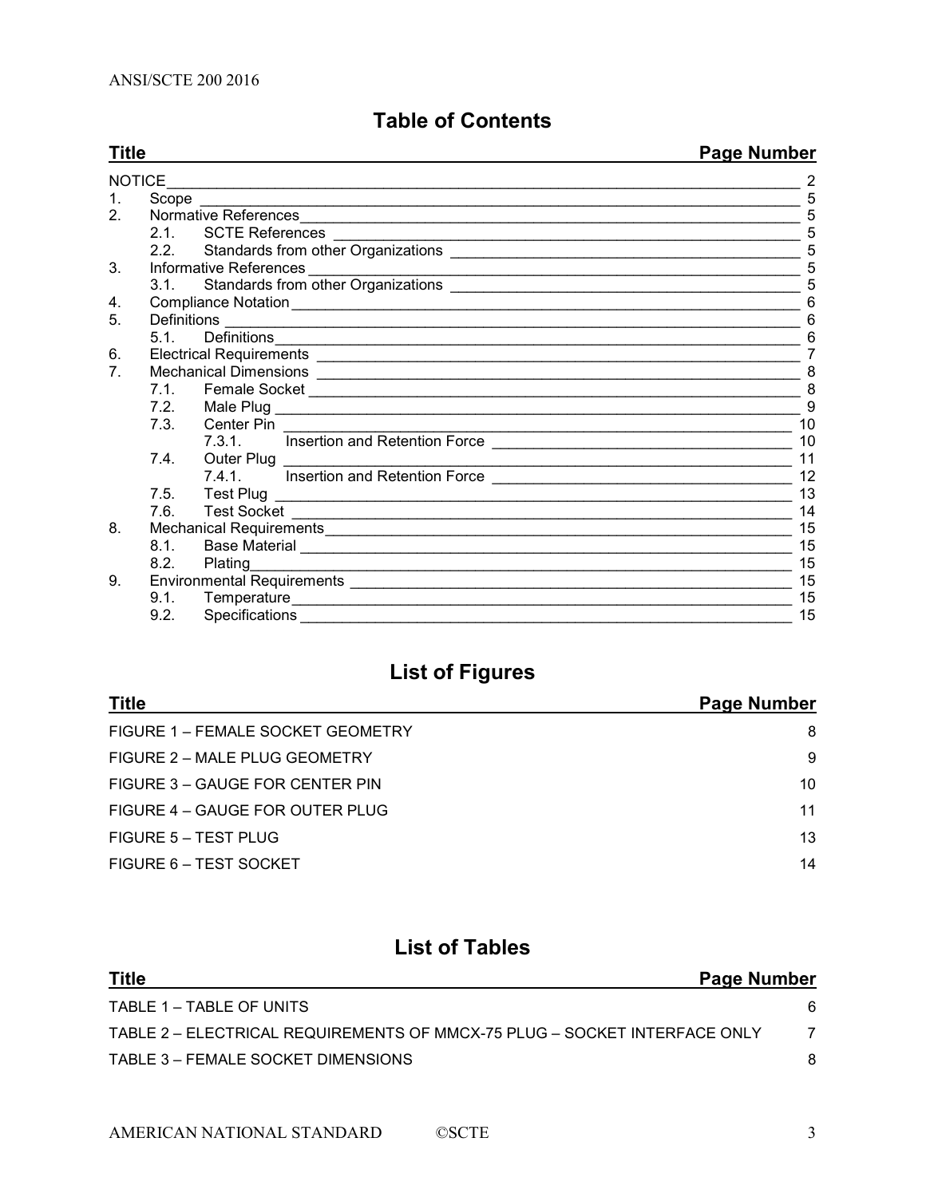## Table of Contents

| Title | Page Number |
|---|---|
| NOTICE | 2 |
| 1. Scope | 5 |
| 2. Normative References | 5 |
| 2.1. SCTE References | 5 |
| 2.2. Standards from other Organizations | 5 |
| 3. Informative References | 5 |
| 3.1. Standards from other Organizations | 5 |
| 4. Compliance Notation | 6 |
| 5. Definitions | 6 |
| 5.1. Definitions | 6 |
| 6. Electrical Requirements | 7 |
| 7. Mechanical Dimensions | 8 |
| 7.1. Female Socket | 8 |
| 7.2. Male Plug | 9 |
| 7.3. Center Pin | 10 |
| 7.3.1. Insertion and Retention Force | 10 |
| 7.4. Outer Plug | 11 |
| 7.4.1. Insertion and Retention Force | 12 |
| 7.5. Test Plug | 13 |
| 7.6. Test Socket | 14 |
| 8. Mechanical Requirements | 15 |
| 8.1. Base Material | 15 |
| 8.2. Plating | 15 |
| 9. Environmental Requirements | 15 |
| 9.1. Temperature | 15 |
| 9.2. Specifications | 15 |

## List of Figures

| Title | Page Number |
|---|---|
| FIGURE 1 – FEMALE SOCKET GEOMETRY | 8 |
| FIGURE 2 – MALE PLUG GEOMETRY | 9 |
| FIGURE 3 – GAUGE FOR CENTER PIN | 10 |
| FIGURE 4 – GAUGE FOR OUTER PLUG | 11 |
| FIGURE 5 – TEST PLUG | 13 |
| FIGURE 6 – TEST SOCKET | 14 |

## List of Tables

| Title | Page Number |
|---|---|
| TABLE 1 – TABLE OF UNITS | 6 |
| TABLE 2 – ELECTRICAL REQUIREMENTS OF MMCX-75 PLUG – SOCKET INTERFACE ONLY | 7 |
| TABLE 3 – FEMALE SOCKET DIMENSIONS | 8 |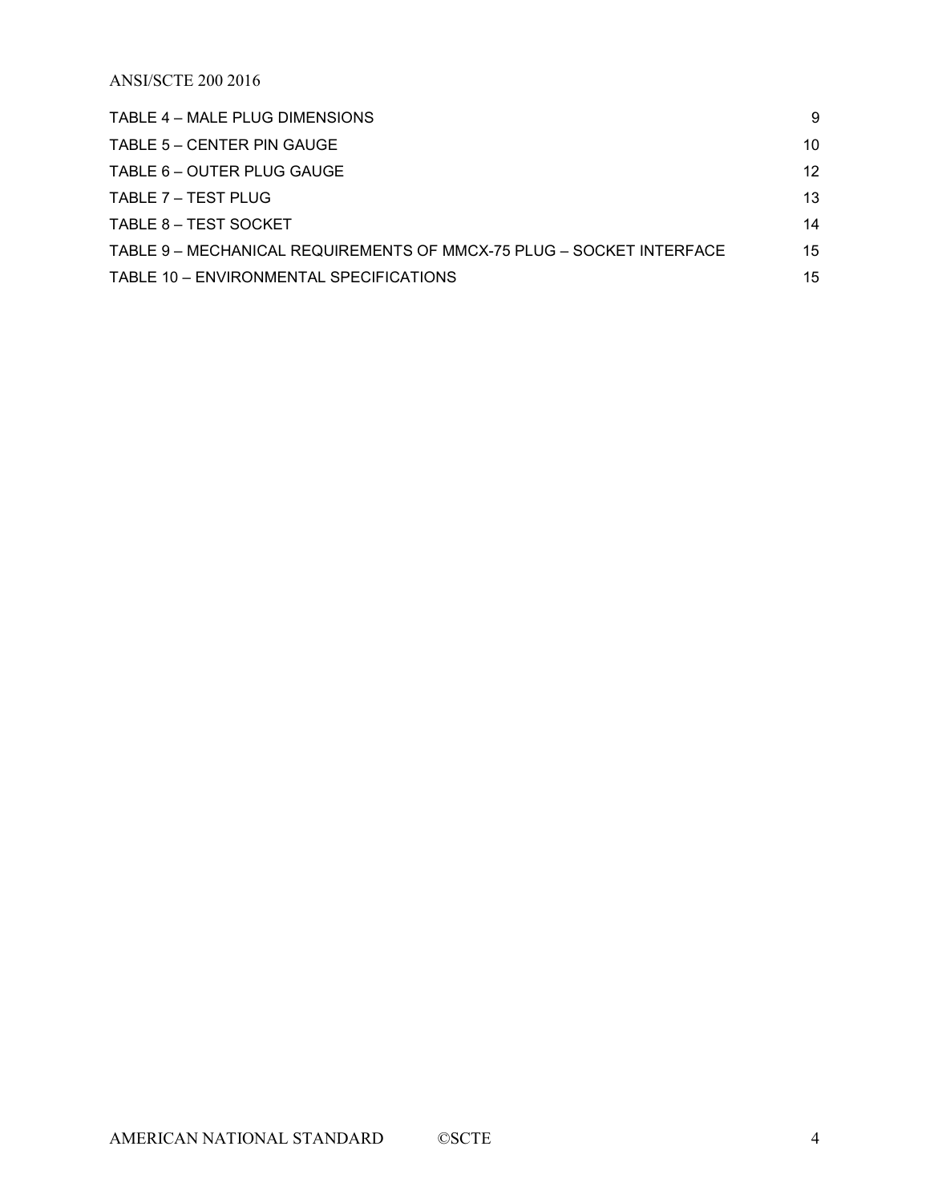TABLE 4 – MALE PLUG DIMENSIONS 9

TABLE 5 – CENTER PIN GAUGE 10

TABLE 6 – OUTER PLUG GAUGE 12

TABLE 7 – TEST PLUG 13

TABLE 8 – TEST SOCKET 14

TABLE 9 – MECHANICAL REQUIREMENTS OF MMCX-75 PLUG – SOCKET INTERFACE 15

TABLE 10 – ENVIRONMENTAL SPECIFICATIONS 15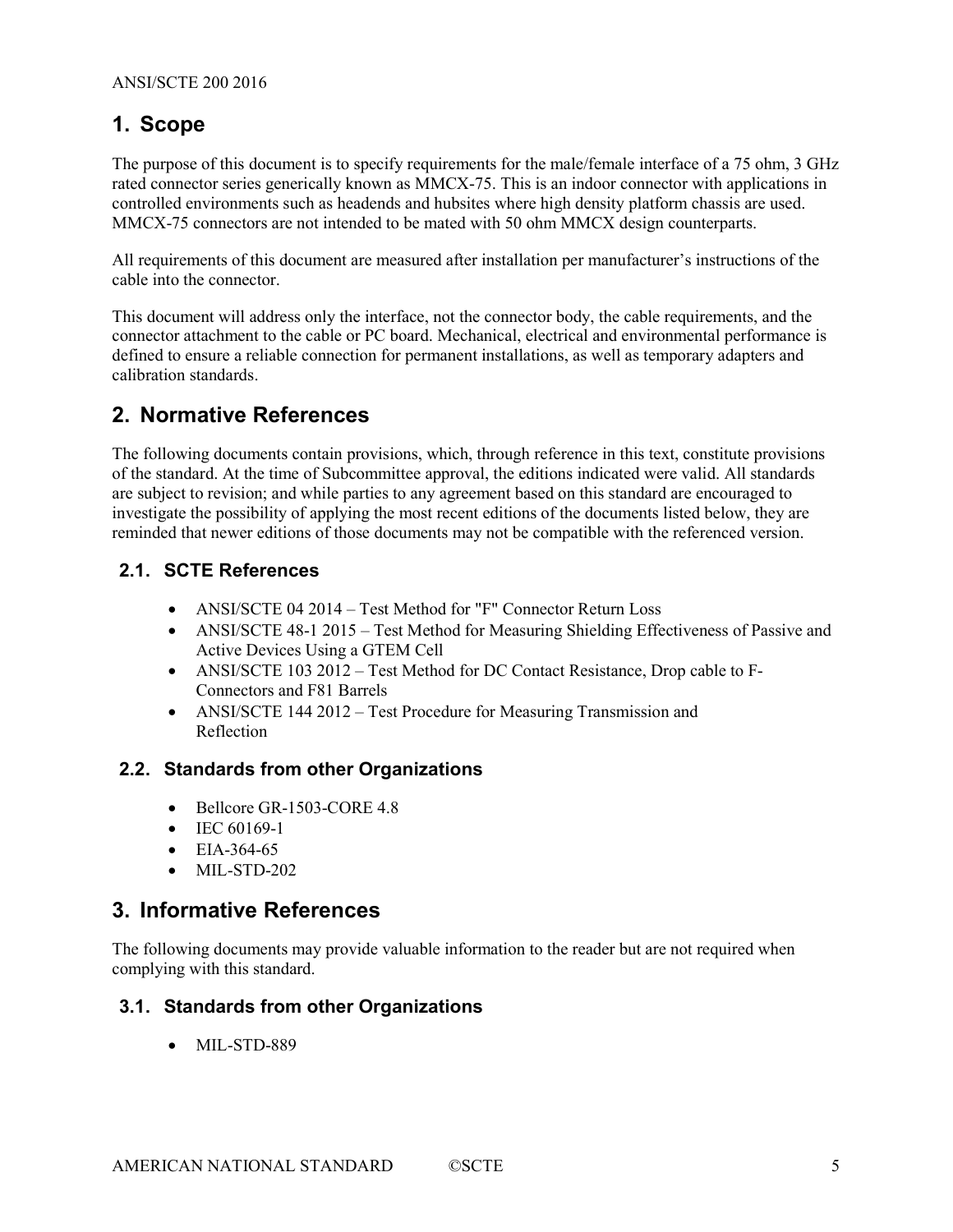# 1. Scope

The purpose of this document is to specify requirements for the male/female interface of a 75 ohm, 3 GHz rated connector series generically known as MMCX-75. This is an indoor connector with applications in controlled environments such as headends and hubsites where high density platform chassis are used. MMCX-75 connectors are not intended to be mated with 50 ohm MMCX design counterparts.

All requirements of this document are measured after installation per manufacturer's instructions of the cable into the connector.

This document will address only the interface, not the connector body, the cable requirements, and the connector attachment to the cable or PC board. Mechanical, electrical and environmental performance is defined to ensure a reliable connection for permanent installations, as well as temporary adapters and calibration standards.

# 2. Normative References

The following documents contain provisions, which, through reference in this text, constitute provisions of the standard. At the time of Subcommittee approval, the editions indicated were valid. All standards are subject to revision; and while parties to any agreement based on this standard are encouraged to investigate the possibility of applying the most recent editions of the documents listed below, they are reminded that newer editions of those documents may not be compatible with the referenced version.

## 2.1. SCTE References

- ANSI/SCTE 04 2014 – Test Method for "F" Connector Return Loss
- ANSI/SCTE 48-1 2015 – Test Method for Measuring Shielding Effectiveness of Passive and Active Devices Using a GTEM Cell
- ANSI/SCTE 103 2012 – Test Method for DC Contact Resistance, Drop cable to F-Connectors and F81 Barrels
- ANSI/SCTE 144 2012 – Test Procedure for Measuring Transmission and Reflection

## 2.2. Standards from other Organizations

- Bellcore GR-1503-CORE 4.8
- IEC 60169-1
- EIA-364-65
- MIL-STD-202

# 3. Informative References

The following documents may provide valuable information to the reader but are not required when complying with this standard.

## 3.1. Standards from other Organizations

- MIL-STD-889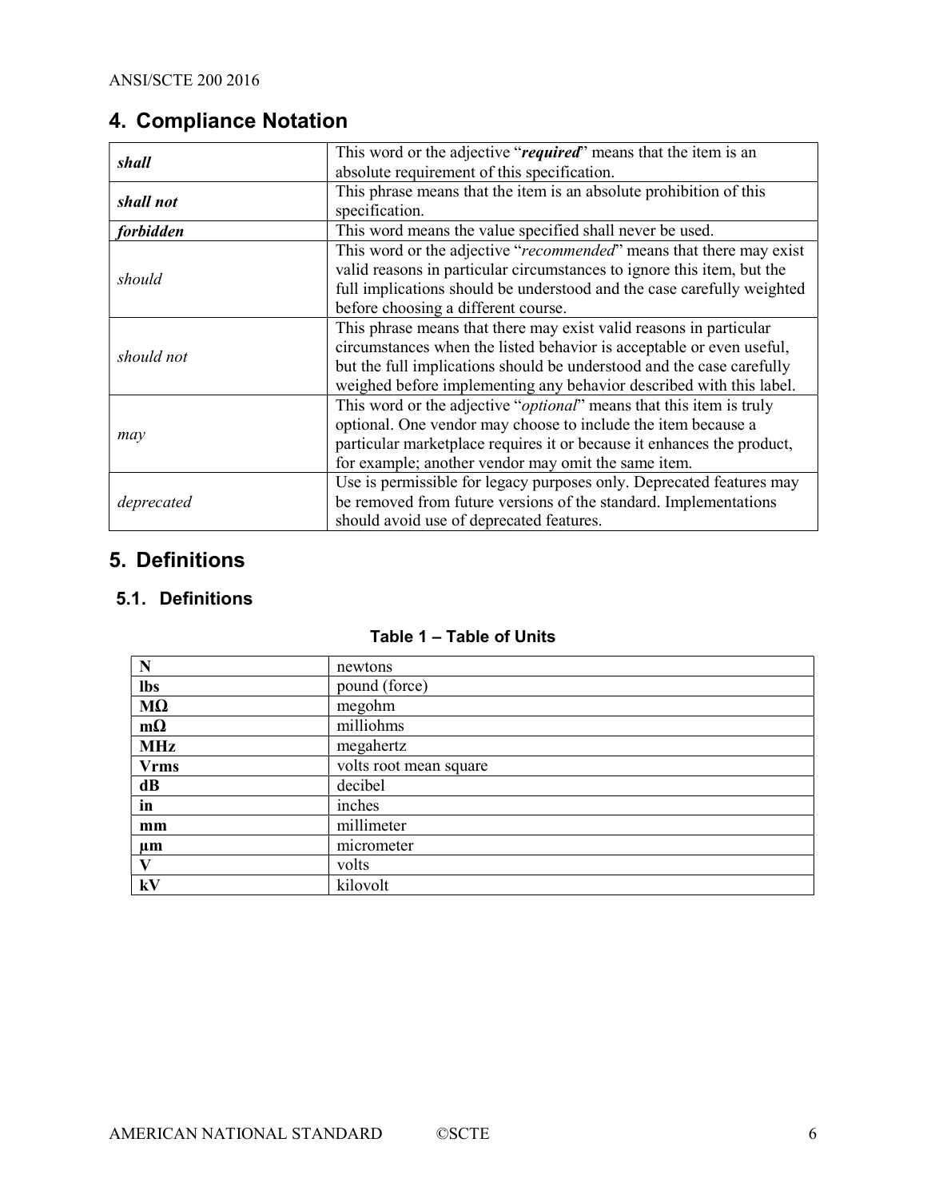## 4. Compliance Notation

| | |
|---|---|
| ***shall*** | This word or the adjective "***required***" means that the item is an absolute requirement of this specification. |
| ***shall not*** | This phrase means that the item is an absolute prohibition of this specification. |
| ***forbidden*** | This word means the value specified shall never be used. |
| *should* | This word or the adjective "*recommended*" means that there may exist valid reasons in particular circumstances to ignore this item, but the full implications should be understood and the case carefully weighted before choosing a different course. |
| *should not* | This phrase means that there may exist valid reasons in particular circumstances when the listed behavior is acceptable or even useful, but the full implications should be understood and the case carefully weighed before implementing any behavior described with this label. |
| *may* | This word or the adjective "*optional*" means that this item is truly optional. One vendor may choose to include the item because a particular marketplace requires it or because it enhances the product, for example; another vendor may omit the same item. |
| *deprecated* | Use is permissible for legacy purposes only. Deprecated features may be removed from future versions of the standard. Implementations should avoid use of deprecated features. |

## 5. Definitions

### 5.1. Definitions

**Table 1 – Table of Units**

| | |
|---|---|
| **N** | newtons |
| **lbs** | pound (force) |
| **MΩ** | megohm |
| **mΩ** | milliohms |
| **MHz** | megahertz |
| **Vrms** | volts root mean square |
| **dB** | decibel |
| **in** | inches |
| **mm** | millimeter |
| **µm** | micrometer |
| **V** | volts |
| **kV** | kilovolt |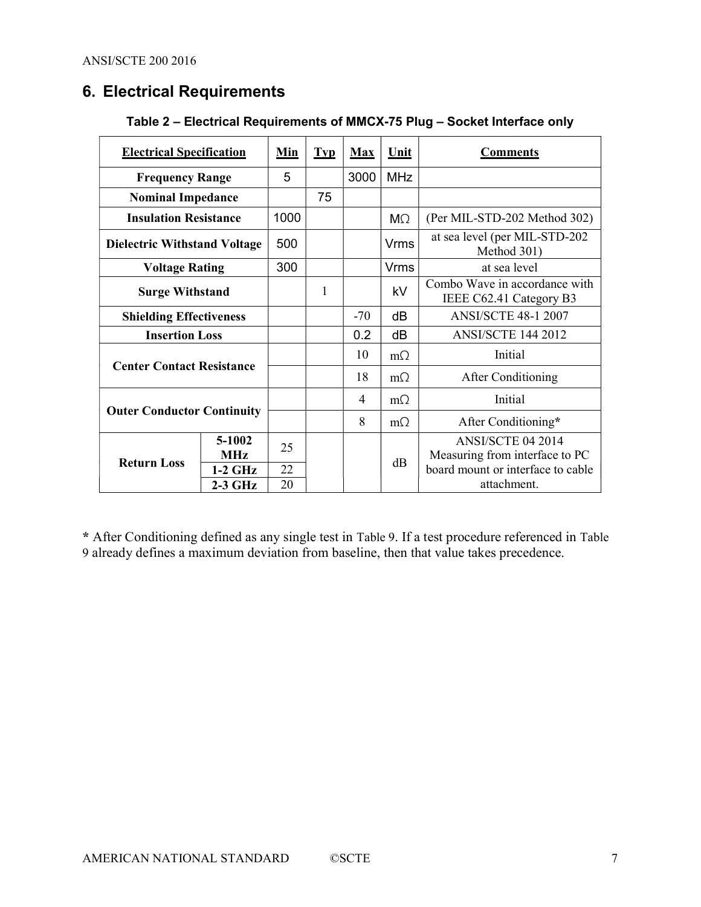## 6. Electrical Requirements

**Table 2 – Electrical Requirements of MMCX-75 Plug – Socket Interface only**

| Electrical Specification | | Min | Typ | Max | Unit | Comments |
|---|---|---|---|---|---|---|
| **Frequency Range** | | 5 | | 3000 | MHz | |
| **Nominal Impedance** | | | 75 | | | |
| **Insulation Resistance** | | 1000 | | | MΩ | (Per MIL-STD-202 Method 302) |
| **Dielectric Withstand Voltage** | | 500 | | | Vrms | at sea level (per MIL-STD-202 Method 301) |
| **Voltage Rating** | | 300 | | | Vrms | at sea level |
| **Surge Withstand** | | | 1 | | kV | Combo Wave in accordance with IEEE C62.41 Category B3 |
| **Shielding Effectiveness** | | | | -70 | dB | ANSI/SCTE 48-1 2007 |
| **Insertion Loss** | | | | 0.2 | dB | ANSI/SCTE 144 2012 |
| **Center Contact Resistance** | | | | 10 | mΩ | Initial |
| | | | | 18 | mΩ | After Conditioning |
| **Outer Conductor Continuity** | | | | 4 | mΩ | Initial |
| | | | | 8 | mΩ | After Conditioning* |
| **Return Loss** | **5-1002 MHz** | 25 | | | dB | ANSI/SCTE 04 2014 Measuring from interface to PC board mount or interface to cable attachment. |
| | **1-2 GHz** | 22 | | | | |
| | **2-3 GHz** | 20 | | | | |

**\*** After Conditioning defined as any single test in Table 9. If a test procedure referenced in Table 9 already defines a maximum deviation from baseline, then that value takes precedence.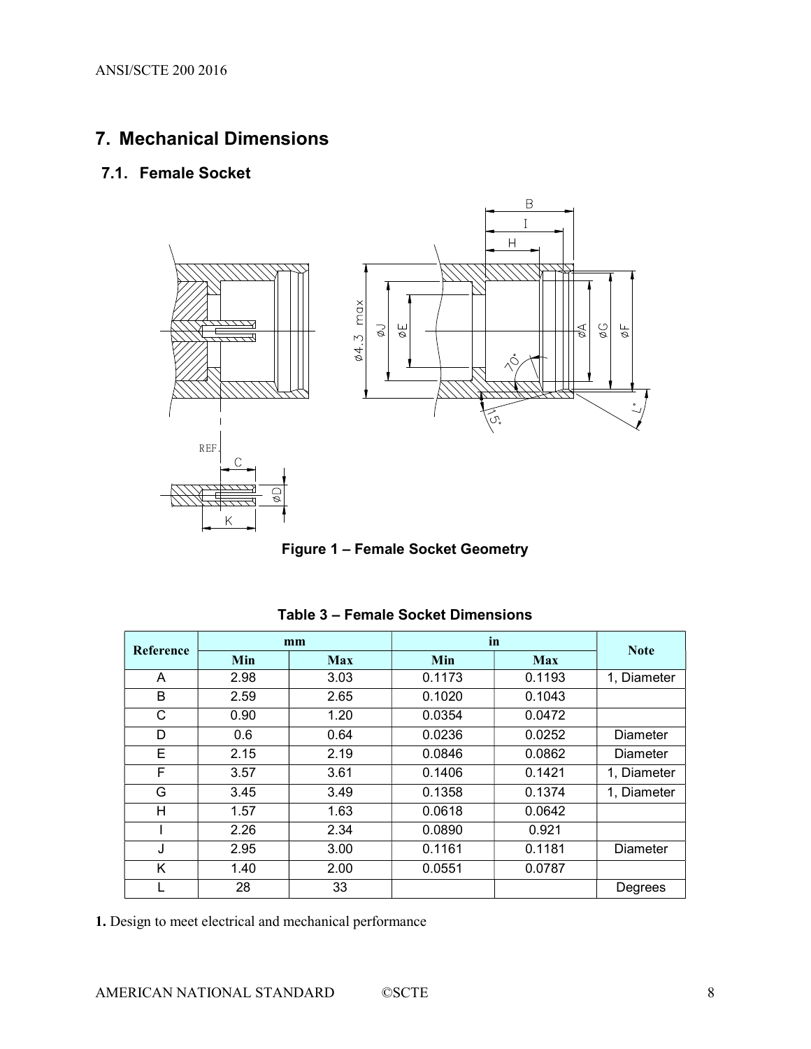# 7. Mechanical Dimensions

## 7.1. Female Socket

**Figure 1 – Female Socket Geometry**

**Table 3 – Female Socket Dimensions**

| Reference | mm | | in | | Note |
|---|---|---|---|---|---|
| | Min | Max | Min | Max | |
| A | 2.98 | 3.03 | 0.1173 | 0.1193 | 1, Diameter |
| B | 2.59 | 2.65 | 0.1020 | 0.1043 | |
| C | 0.90 | 1.20 | 0.0354 | 0.0472 | |
| D | 0.6 | 0.64 | 0.0236 | 0.0252 | Diameter |
| E | 2.15 | 2.19 | 0.0846 | 0.0862 | Diameter |
| F | 3.57 | 3.61 | 0.1406 | 0.1421 | 1, Diameter |
| G | 3.45 | 3.49 | 0.1358 | 0.1374 | 1, Diameter |
| H | 1.57 | 1.63 | 0.0618 | 0.0642 | |
| I | 2.26 | 2.34 | 0.0890 | 0.921 | |
| J | 2.95 | 3.00 | 0.1161 | 0.1181 | Diameter |
| K | 1.40 | 2.00 | 0.0551 | 0.0787 | |
| L | 28 | 33 | | | Degrees |

**1.** Design to meet electrical and mechanical performance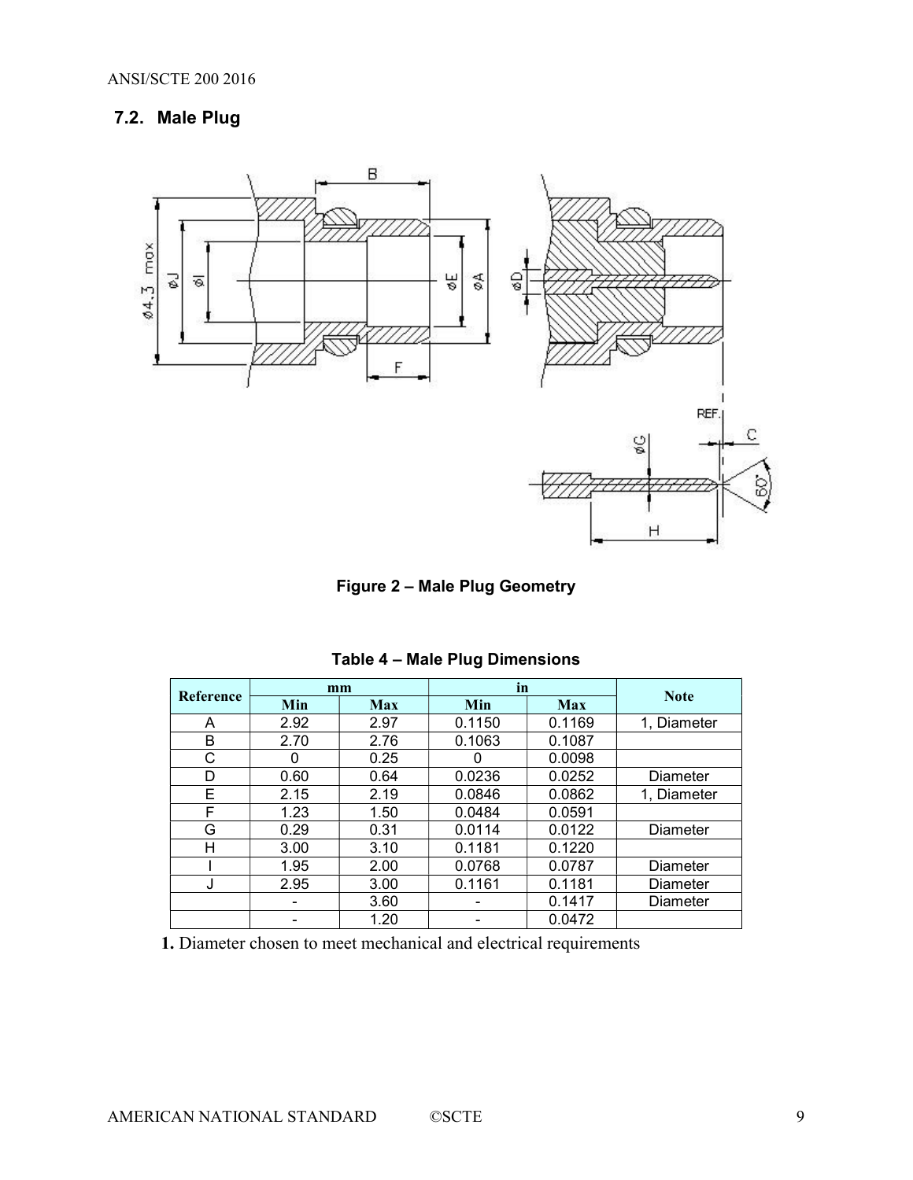## 7.2. Male Plug

**Figure 2 – Male Plug Geometry**

**Table 4 – Male Plug Dimensions**

| Reference | mm | | in | | Note |
|---|---|---|---|---|---|
| | Min | Max | Min | Max | |
| A | 2.92 | 2.97 | 0.1150 | 0.1169 | 1, Diameter |
| B | 2.70 | 2.76 | 0.1063 | 0.1087 | |
| C | 0 | 0.25 | 0 | 0.0098 | |
| D | 0.60 | 0.64 | 0.0236 | 0.0252 | Diameter |
| E | 2.15 | 2.19 | 0.0846 | 0.0862 | 1, Diameter |
| F | 1.23 | 1.50 | 0.0484 | 0.0591 | |
| G | 0.29 | 0.31 | 0.0114 | 0.0122 | Diameter |
| H | 3.00 | 3.10 | 0.1181 | 0.1220 | |
| I | 1.95 | 2.00 | 0.0768 | 0.0787 | Diameter |
| J | 2.95 | 3.00 | 0.1161 | 0.1181 | Diameter |
| | - | 3.60 | - | 0.1417 | Diameter |
| | - | 1.20 | - | 0.0472 | |

**1.** Diameter chosen to meet mechanical and electrical requirements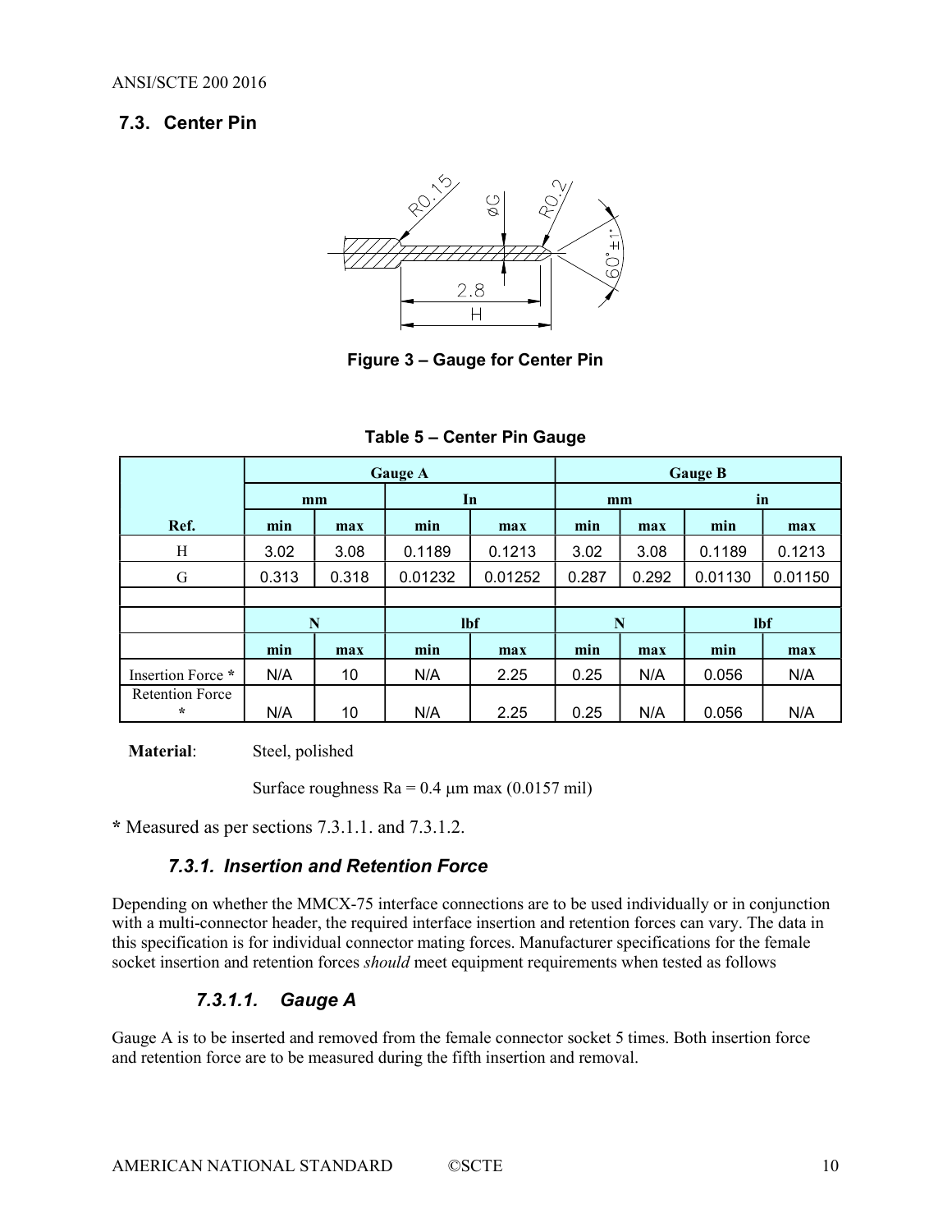## 7.3. Center Pin

Figure 3 – Gauge for Center Pin

**Table 5 – Center Pin Gauge**

| | Gauge A | | | | Gauge B | | | |
|---|---|---|---|---|---|---|---|---|
| | mm | | In | | mm | | in | |
| Ref. | min | max | min | max | min | max | min | max |
| H | 3.02 | 3.08 | 0.1189 | 0.1213 | 3.02 | 3.08 | 0.1189 | 0.1213 |
| G | 0.313 | 0.318 | 0.01232 | 0.01252 | 0.287 | 0.292 | 0.01130 | 0.01150 |
| | | | | | | | | |
| | N | | lbf | | N | | lbf | |
| | min | max | min | max | min | max | min | max |
| Insertion Force * | N/A | 10 | N/A | 2.25 | 0.25 | N/A | 0.056 | N/A |
| Retention Force * | N/A | 10 | N/A | 2.25 | 0.25 | N/A | 0.056 | N/A |

**Material**: Steel, polished

Surface roughness Ra = 0.4 μm max (0.0157 mil)

**\*** Measured as per sections 7.3.1.1. and 7.3.1.2.

### *7.3.1. Insertion and Retention Force*

Depending on whether the MMCX-75 interface connections are to be used individually or in conjunction with a multi-connector header, the required interface insertion and retention forces can vary. The data in this specification is for individual connector mating forces. Manufacturer specifications for the female socket insertion and retention forces *should* meet equipment requirements when tested as follows

#### *7.3.1.1. Gauge A*

Gauge A is to be inserted and removed from the female connector socket 5 times. Both insertion force and retention force are to be measured during the fifth insertion and removal.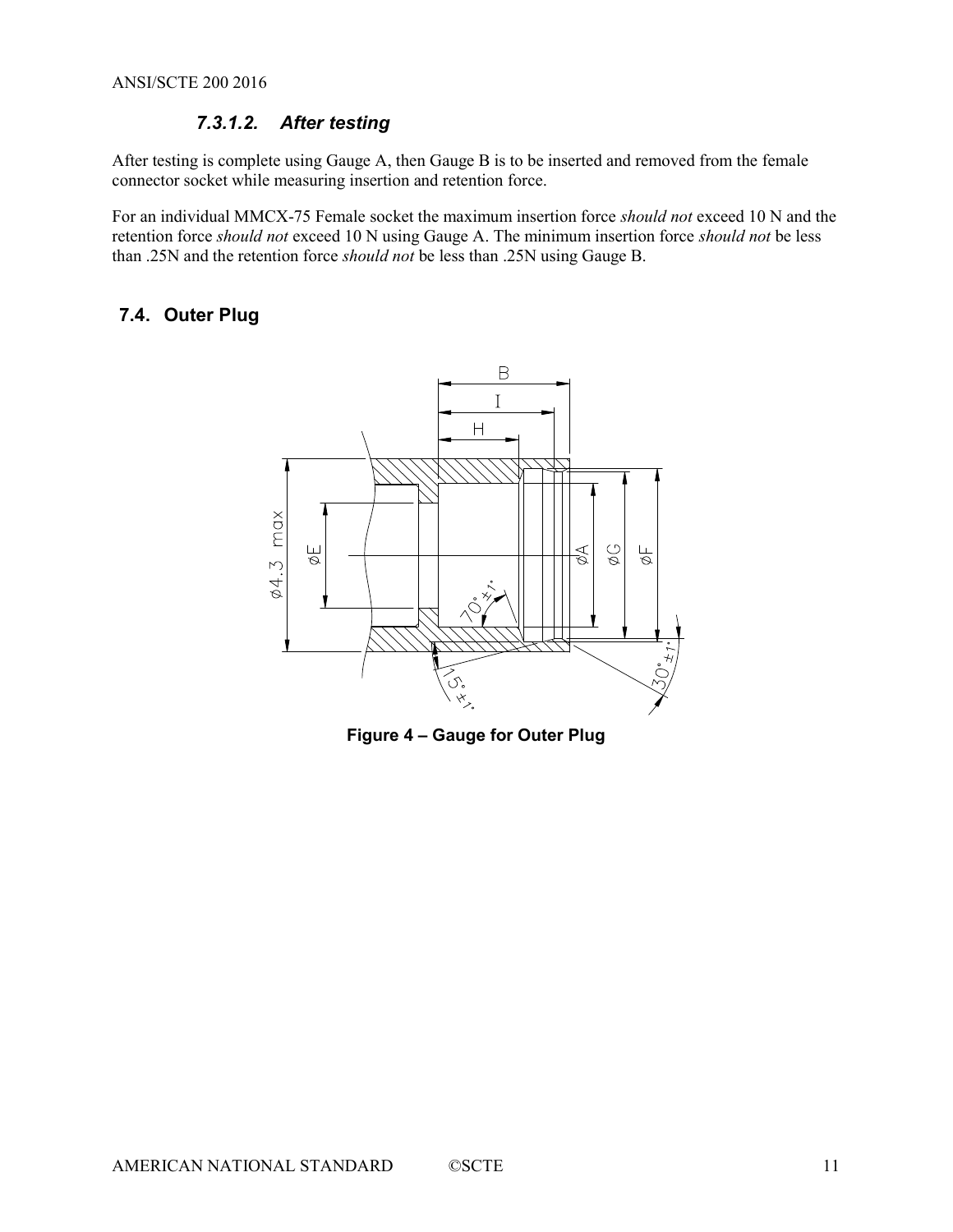#### 7.3.1.2. After testing

After testing is complete using Gauge A, then Gauge B is to be inserted and removed from the female connector socket while measuring insertion and retention force.

For an individual MMCX-75 Female socket the maximum insertion force *should not* exceed 10 N and the retention force *should not* exceed 10 N using Gauge A. The minimum insertion force *should not* be less than .25N and the retention force *should not* be less than .25N using Gauge B.

## 7.4. Outer Plug

**Figure 4 – Gauge for Outer Plug**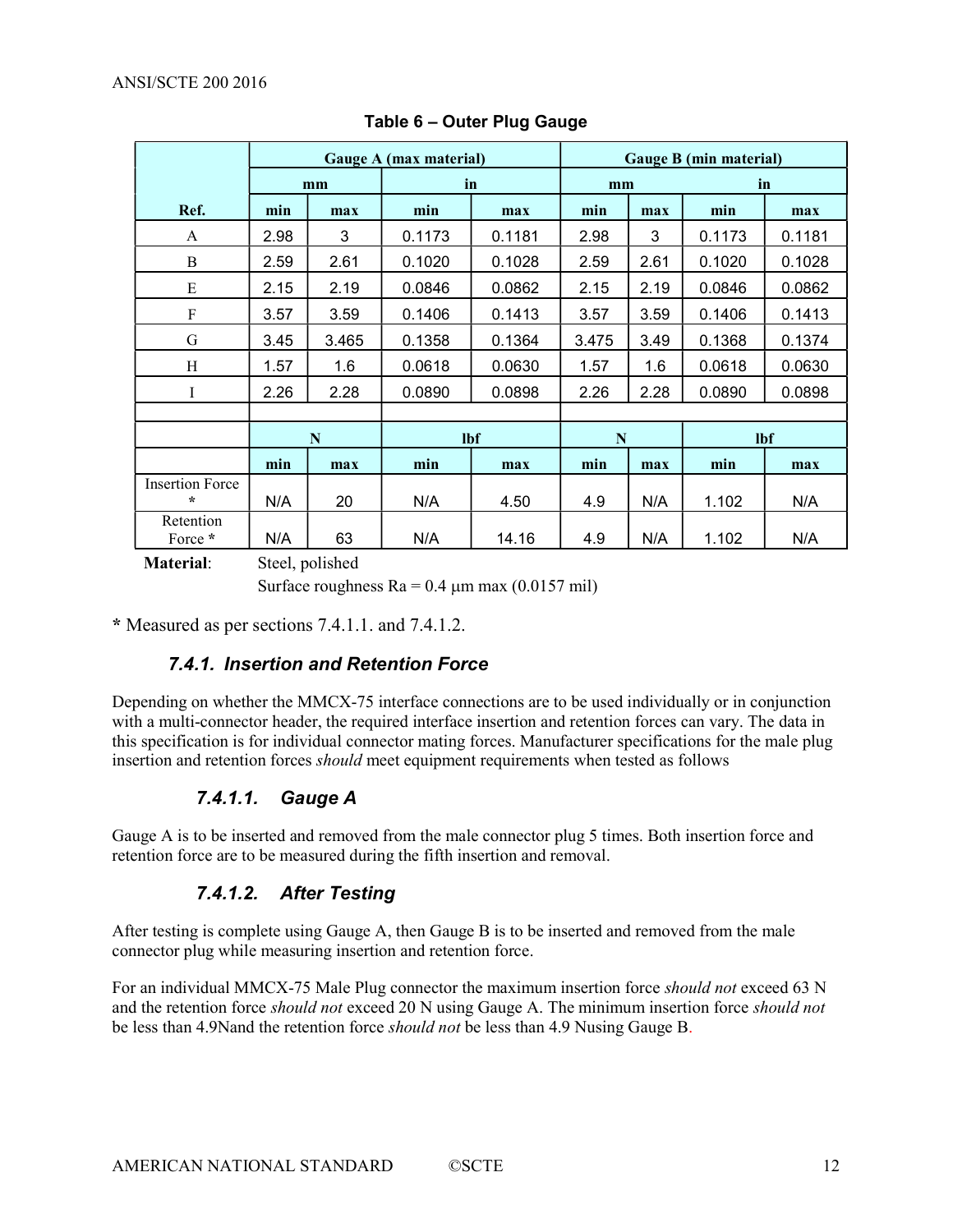**Table 6 – Outer Plug Gauge**

| | Gauge A (max material) | | | | Gauge B (min material) | | | |
|---|---|---|---|---|---|---|---|---|
| | mm | | in | | mm | | in | |
| Ref. | min | max | min | max | min | max | min | max |
| A | 2.98 | 3 | 0.1173 | 0.1181 | 2.98 | 3 | 0.1173 | 0.1181 |
| B | 2.59 | 2.61 | 0.1020 | 0.1028 | 2.59 | 2.61 | 0.1020 | 0.1028 |
| E | 2.15 | 2.19 | 0.0846 | 0.0862 | 2.15 | 2.19 | 0.0846 | 0.0862 |
| F | 3.57 | 3.59 | 0.1406 | 0.1413 | 3.57 | 3.59 | 0.1406 | 0.1413 |
| G | 3.45 | 3.465 | 0.1358 | 0.1364 | 3.475 | 3.49 | 0.1368 | 0.1374 |
| H | 1.57 | 1.6 | 0.0618 | 0.0630 | 1.57 | 1.6 | 0.0618 | 0.0630 |
| I | 2.26 | 2.28 | 0.0890 | 0.0898 | 2.26 | 2.28 | 0.0890 | 0.0898 |
| | | | | | | | | |
| | N | | lbf | | N | | lbf | |
| | min | max | min | max | min | max | min | max |
| Insertion Force * | N/A | 20 | N/A | 4.50 | 4.9 | N/A | 1.102 | N/A |
| Retention Force * | N/A | 63 | N/A | 14.16 | 4.9 | N/A | 1.102 | N/A |

**Material**: Steel, polished

Surface roughness Ra = 0.4 µm max (0.0157 mil)

**\*** Measured as per sections 7.4.1.1. and 7.4.1.2.

### 7.4.1. Insertion and Retention Force

Depending on whether the MMCX-75 interface connections are to be used individually or in conjunction with a multi-connector header, the required interface insertion and retention forces can vary. The data in this specification is for individual connector mating forces. Manufacturer specifications for the male plug insertion and retention forces *should* meet equipment requirements when tested as follows

#### 7.4.1.1. Gauge A

Gauge A is to be inserted and removed from the male connector plug 5 times. Both insertion force and retention force are to be measured during the fifth insertion and removal.

#### 7.4.1.2. After Testing

After testing is complete using Gauge A, then Gauge B is to be inserted and removed from the male connector plug while measuring insertion and retention force.

For an individual MMCX-75 Male Plug connector the maximum insertion force *should not* exceed 63 N and the retention force *should not* exceed 20 N using Gauge A. The minimum insertion force *should not* be less than 4.9Nand the retention force *should not* be less than 4.9 Nusing Gauge B.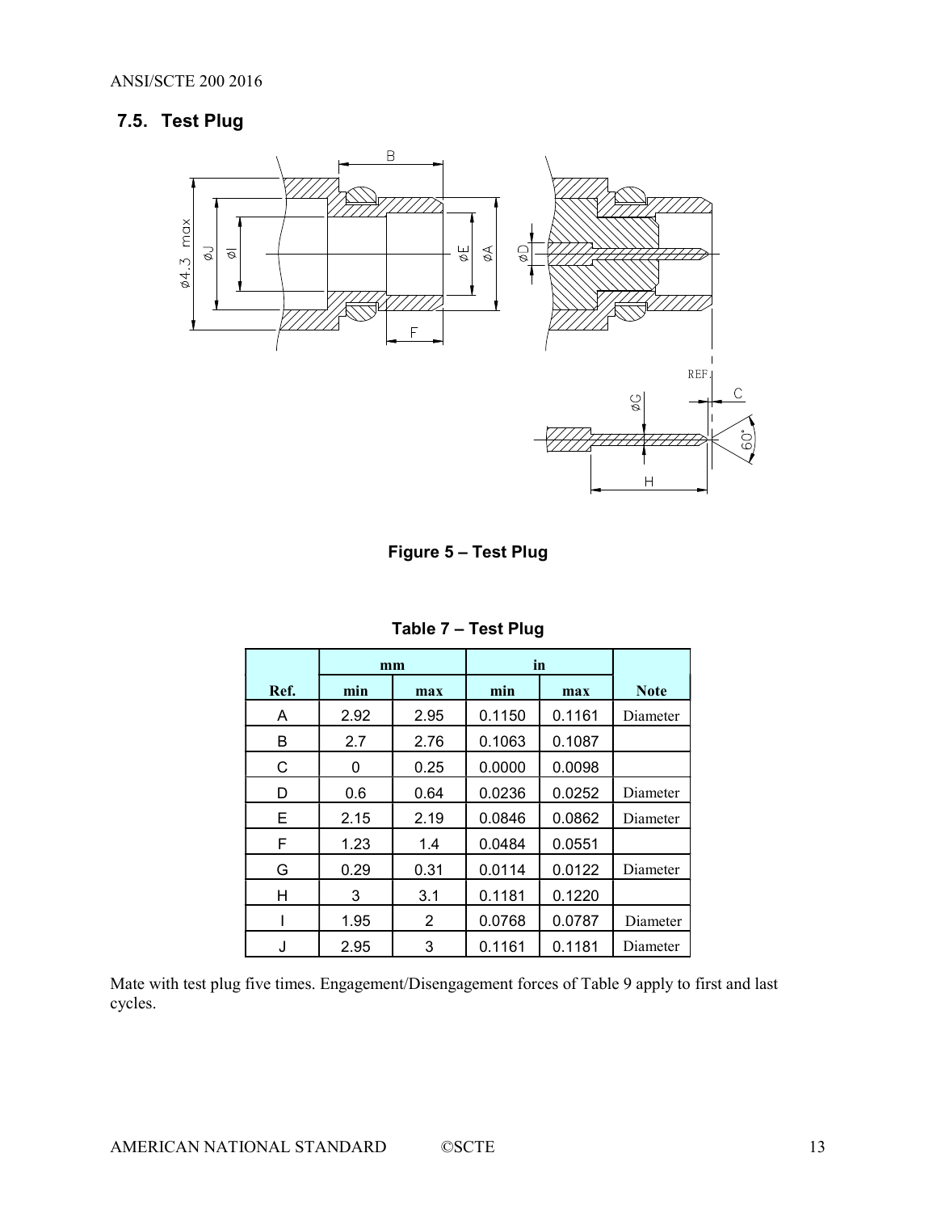## 7.5. Test Plug

Figure 5 – Test Plug

**Table 7 – Test Plug**

| | mm | | in | | |
|---|---|---|---|---|---|
| Ref. | min | max | min | max | Note |
| A | 2.92 | 2.95 | 0.1150 | 0.1161 | Diameter |
| B | 2.7 | 2.76 | 0.1063 | 0.1087 | |
| C | 0 | 0.25 | 0.0000 | 0.0098 | |
| D | 0.6 | 0.64 | 0.0236 | 0.0252 | Diameter |
| E | 2.15 | 2.19 | 0.0846 | 0.0862 | Diameter |
| F | 1.23 | 1.4 | 0.0484 | 0.0551 | |
| G | 0.29 | 0.31 | 0.0114 | 0.0122 | Diameter |
| H | 3 | 3.1 | 0.1181 | 0.1220 | |
| I | 1.95 | 2 | 0.0768 | 0.0787 | Diameter |
| J | 2.95 | 3 | 0.1161 | 0.1181 | Diameter |

Mate with test plug five times. Engagement/Disengagement forces of Table 9 apply to first and last cycles.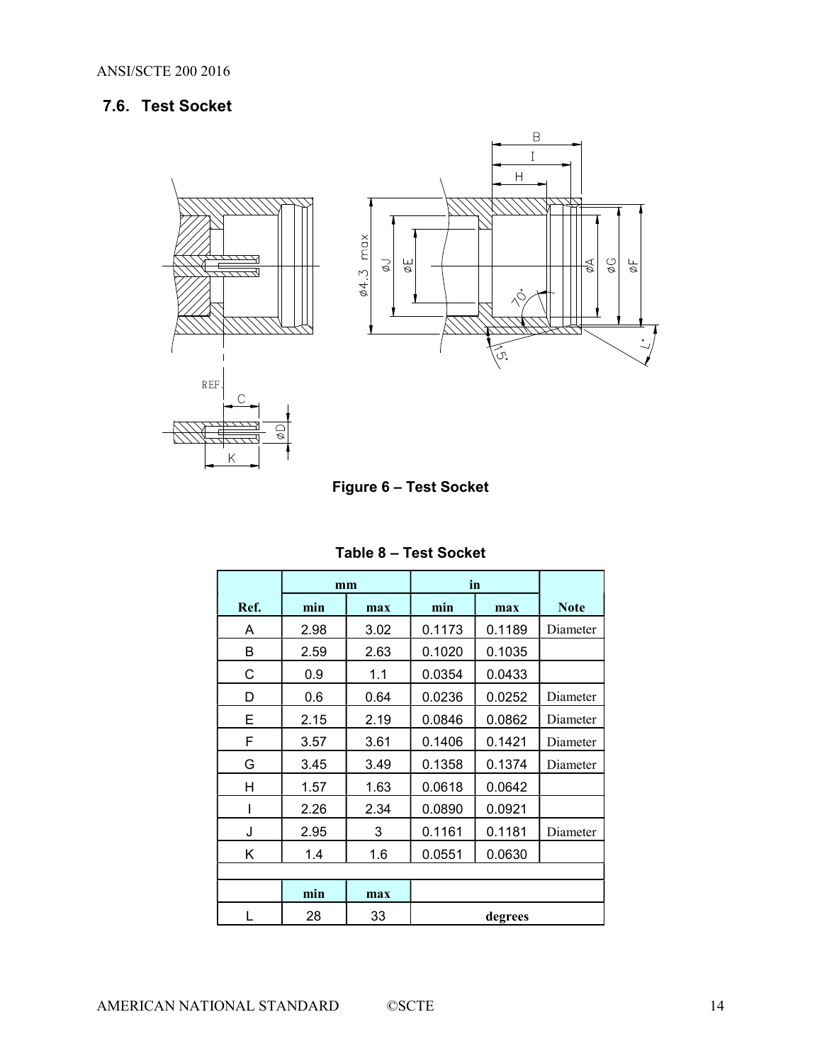## 7.6. Test Socket

Figure 6 – Test Socket

**Table 8 – Test Socket**

| | mm | | in | | |
|---|---|---|---|---|---|
| Ref. | min | max | min | max | Note |
| A | 2.98 | 3.02 | 0.1173 | 0.1189 | Diameter |
| B | 2.59 | 2.63 | 0.1020 | 0.1035 | |
| C | 0.9 | 1.1 | 0.0354 | 0.0433 | |
| D | 0.6 | 0.64 | 0.0236 | 0.0252 | Diameter |
| E | 2.15 | 2.19 | 0.0846 | 0.0862 | Diameter |
| F | 3.57 | 3.61 | 0.1406 | 0.1421 | Diameter |
| G | 3.45 | 3.49 | 0.1358 | 0.1374 | Diameter |
| H | 1.57 | 1.63 | 0.0618 | 0.0642 | |
| I | 2.26 | 2.34 | 0.0890 | 0.0921 | |
| J | 2.95 | 3 | 0.1161 | 0.1181 | Diameter |
| K | 1.4 | 1.6 | 0.0551 | 0.0630 | |
| | | | | | |
| | min | max | | | |
| L | 28 | 33 | degrees | | |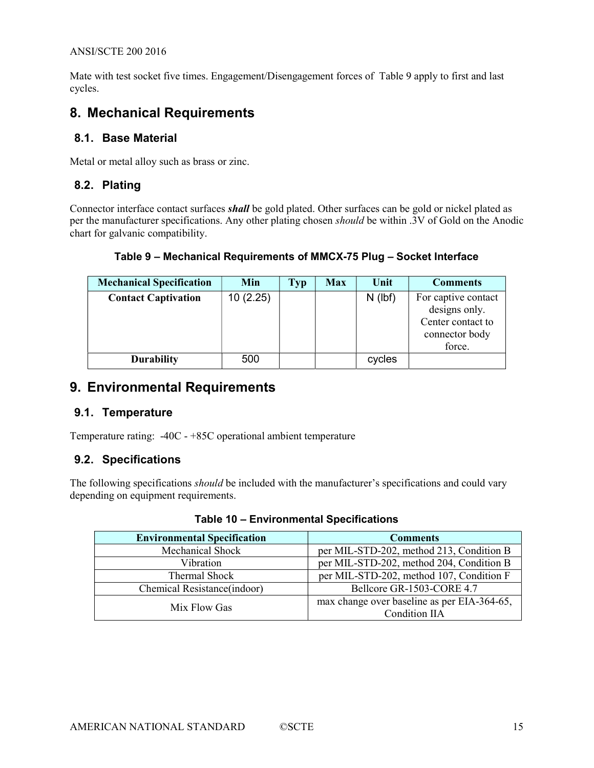Mate with test socket five times. Engagement/Disengagement forces of Table 9 apply to first and last cycles.

# 8. Mechanical Requirements

## 8.1. Base Material

Metal or metal alloy such as brass or zinc.

## 8.2. Plating

Connector interface contact surfaces ***shall*** be gold plated. Other surfaces can be gold or nickel plated as per the manufacturer specifications. Any other plating chosen *should* be within .3V of Gold on the Anodic chart for galvanic compatibility.

**Table 9 – Mechanical Requirements of MMCX-75 Plug – Socket Interface**

| Mechanical Specification | Min | Typ | Max | Unit | Comments |
|---|---|---|---|---|---|
| **Contact Captivation** | 10 (2.25) | | | N (lbf) | For captive contact designs only. Center contact to connector body force. |
| **Durability** | 500 | | | cycles | |

# 9. Environmental Requirements

## 9.1. Temperature

Temperature rating: -40C - +85C operational ambient temperature

## 9.2. Specifications

The following specifications *should* be included with the manufacturer's specifications and could vary depending on equipment requirements.

**Table 10 – Environmental Specifications**

| Environmental Specification | Comments |
|---|---|
| Mechanical Shock | per MIL-STD-202, method 213, Condition B |
| Vibration | per MIL-STD-202, method 204, Condition B |
| Thermal Shock | per MIL-STD-202, method 107, Condition F |
| Chemical Resistance(indoor) | Bellcore GR-1503-CORE 4.7 |
| Mix Flow Gas | max change over baseline as per EIA-364-65, Condition IIA |